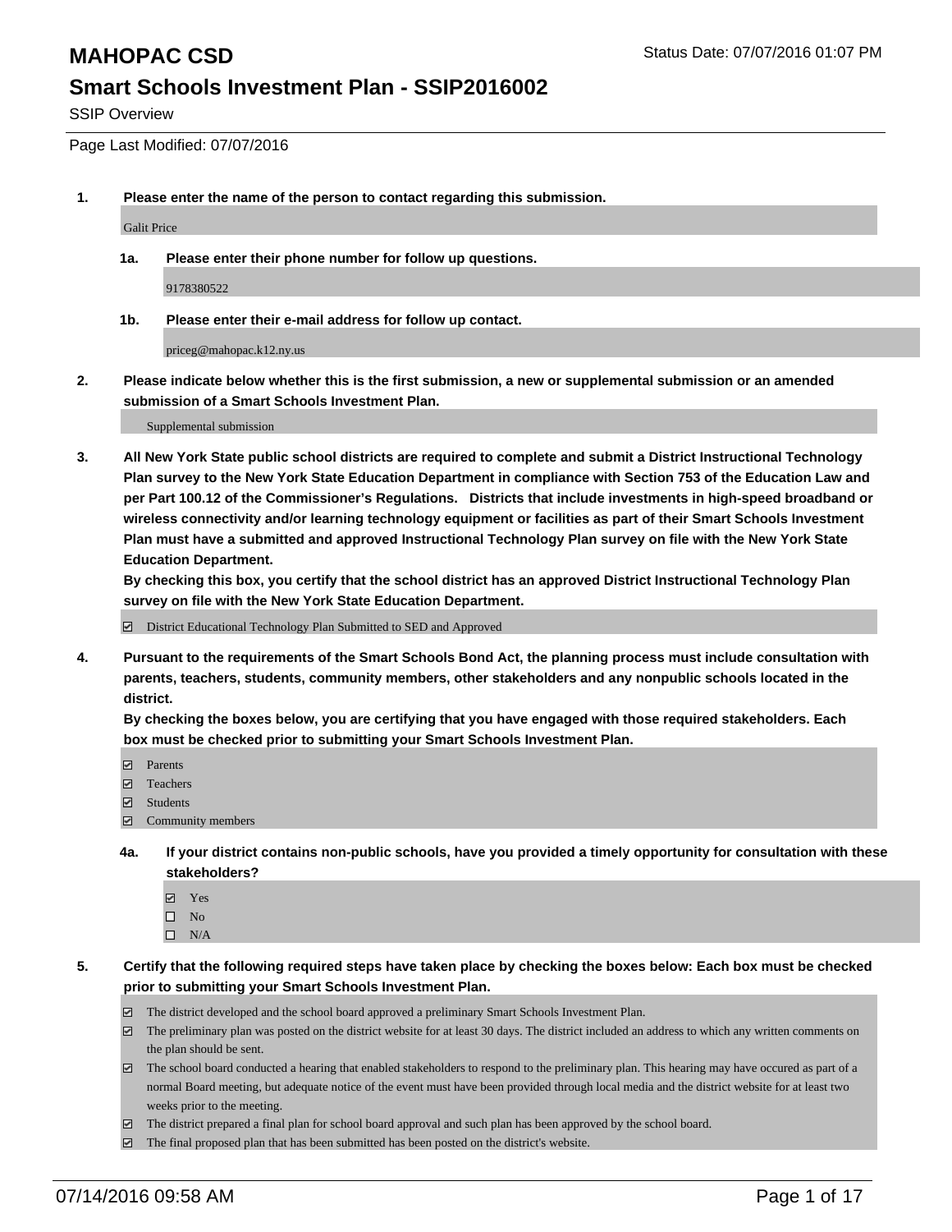# MAHOPAC CSD

Status Date: 07/07/2016 01:07 PM

## Smart Schools Investment Plan - SSIP2016002

SSIP Overview

Page Last Modified: 07/07/2016

**1. Please enter the name of the person to contact regarding this submission.**

Galit Price

**1a. Please enter their phone number for follow up questions.**

9178380522

**1b. Please enter their e-mail address for follow up contact.**

priceg@mahopac.k12.ny.us

**2. Please indicate below whether this is the first submission, a new or supplemental submission or an amended submission of a Smart Schools Investment Plan.**

Supplemental submission

**3. All New York State public school districts are required to complete and submit a District Instructional Technology Plan survey to the New York State Education Department in compliance with Section 753 of the Education Law and per Part 100.12 of the Commissioner's Regulations. Districts that include investments in high-speed broadband or wireless connectivity and/or learning technology equipment or facilities as part of their Smart Schools Investment Plan must have a submitted and approved Instructional Technology Plan survey on file with the New York State Education Department.**

**By checking this box, you certify that the school district has an approved District Instructional Technology Plan survey on file with the New York State Education Department.**

- [x] District Educational Technology Plan Submitted to SED and Approved

**4. Pursuant to the requirements of the Smart Schools Bond Act, the planning process must include consultation with parents, teachers, students, community members, other stakeholders and any nonpublic schools located in the district.**

**By checking the boxes below, you are certifying that you have engaged with those required stakeholders. Each box must be checked prior to submitting your Smart Schools Investment Plan.**

- [x] Parents
- [x] Teachers
- [x] Students
- [x] Community members

**4a. If your district contains non-public schools, have you provided a timely opportunity for consultation with these stakeholders?**

- [x] Yes
- [ ] No
- [ ] N/A

**5. Certify that the following required steps have taken place by checking the boxes below: Each box must be checked prior to submitting your Smart Schools Investment Plan.**

- [x] The district developed and the school board approved a preliminary Smart Schools Investment Plan.
- [x] The preliminary plan was posted on the district website for at least 30 days. The district included an address to which any written comments on the plan should be sent.
- [x] The school board conducted a hearing that enabled stakeholders to respond to the preliminary plan. This hearing may have occured as part of a normal Board meeting, but adequate notice of the event must have been provided through local media and the district website for at least two weeks prior to the meeting.
- [x] The district prepared a final plan for school board approval and such plan has been approved by the school board.
- [x] The final proposed plan that has been submitted has been posted on the district's website.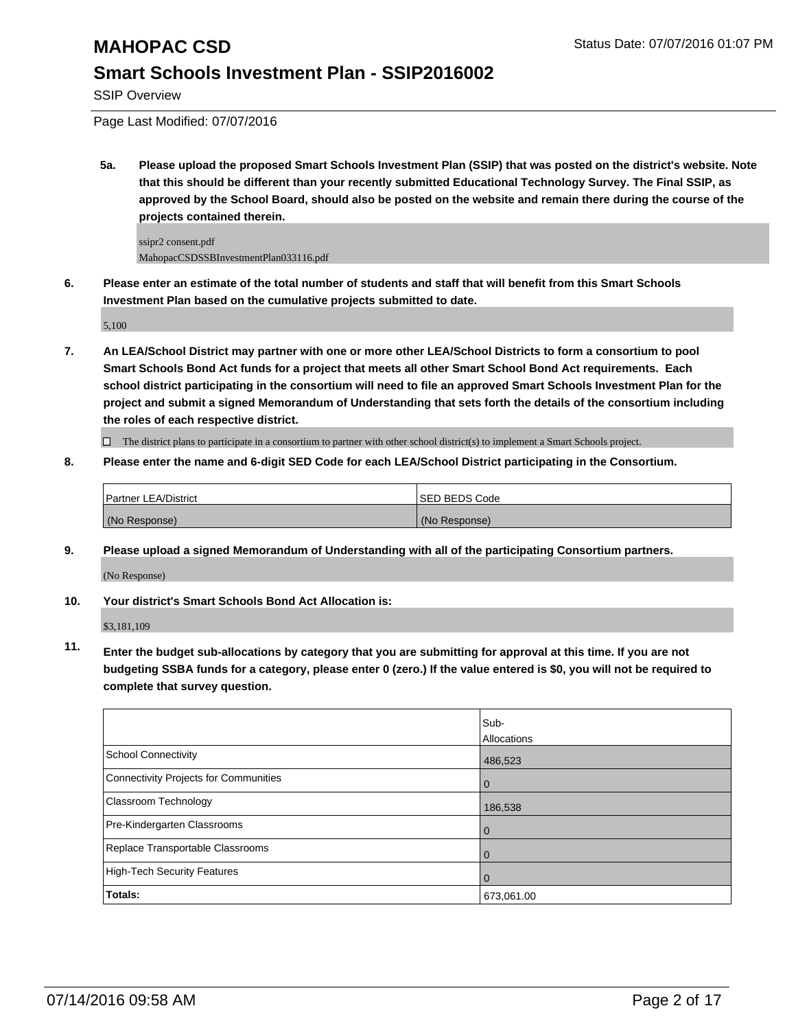# MAHOPAC CSD

Status Date: 07/07/2016 01:07 PM

## Smart Schools Investment Plan - SSIP2016002

SSIP Overview

Page Last Modified: 07/07/2016

**5a. Please upload the proposed Smart Schools Investment Plan (SSIP) that was posted on the district's website. Note that this should be different than your recently submitted Educational Technology Survey. The Final SSIP, as approved by the School Board, should also be posted on the website and remain there during the course of the projects contained therein.**

ssipr2 consent.pdf
MahopacCSDSSBInvestmentPlan033116.pdf

**6. Please enter an estimate of the total number of students and staff that will benefit from this Smart Schools Investment Plan based on the cumulative projects submitted to date.**

5,100

**7. An LEA/School District may partner with one or more other LEA/School Districts to form a consortium to pool Smart Schools Bond Act funds for a project that meets all other Smart School Bond Act requirements. Each school district participating in the consortium will need to file an approved Smart Schools Investment Plan for the project and submit a signed Memorandum of Understanding that sets forth the details of the consortium including the roles of each respective district.**

☐ The district plans to participate in a consortium to partner with other school district(s) to implement a Smart Schools project.

**8. Please enter the name and 6-digit SED Code for each LEA/School District participating in the Consortium.**

| Partner LEA/District | SED BEDS Code |
|---|---|
| (No Response) | (No Response) |

**9. Please upload a signed Memorandum of Understanding with all of the participating Consortium partners.**

(No Response)

**10. Your district's Smart Schools Bond Act Allocation is:**

$3,181,109

**11. Enter the budget sub-allocations by category that you are submitting for approval at this time. If you are not budgeting SSBA funds for a category, please enter 0 (zero.) If the value entered is $0, you will not be required to complete that survey question.**

| | Sub-Allocations |
|---|---|
| School Connectivity | 486,523 |
| Connectivity Projects for Communities | 0 |
| Classroom Technology | 186,538 |
| Pre-Kindergarten Classrooms | 0 |
| Replace Transportable Classrooms | 0 |
| High-Tech Security Features | 0 |
| **Totals:** | 673,061.00 |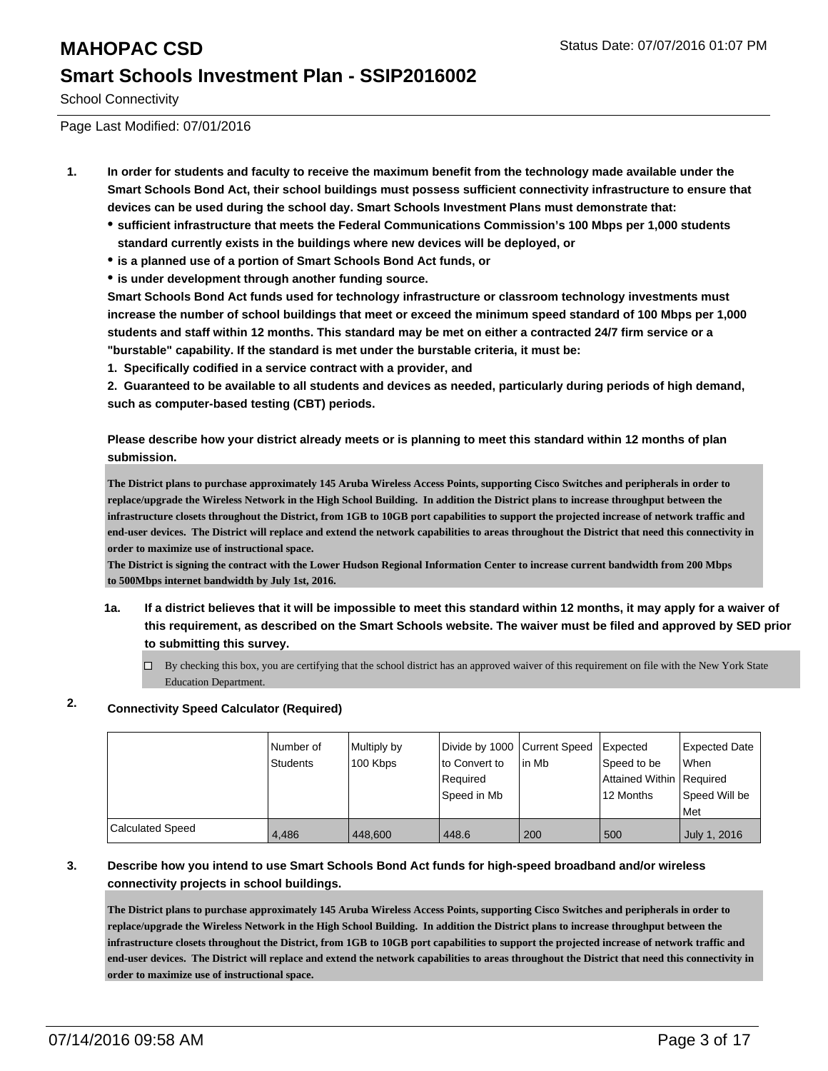# MAHOPAC CSD

## Smart Schools Investment Plan - SSIP2016002

School Connectivity

Status Date: 07/07/2016 01:07 PM

Page Last Modified: 07/01/2016

1. **In order for students and faculty to receive the maximum benefit from the technology made available under the Smart Schools Bond Act, their school buildings must possess sufficient connectivity infrastructure to ensure that devices can be used during the school day. Smart Schools Investment Plans must demonstrate that:**
   - **sufficient infrastructure that meets the Federal Communications Commission's 100 Mbps per 1,000 students standard currently exists in the buildings where new devices will be deployed, or**
   - **is a planned use of a portion of Smart Schools Bond Act funds, or**
   - **is under development through another funding source.**

   **Smart Schools Bond Act funds used for technology infrastructure or classroom technology investments must increase the number of school buildings that meet or exceed the minimum speed standard of 100 Mbps per 1,000 students and staff within 12 months. This standard may be met on either a contracted 24/7 firm service or a "burstable" capability. If the standard is met under the burstable criteria, it must be:**

   **1. Specifically codified in a service contract with a provider, and**

   **2. Guaranteed to be available to all students and devices as needed, particularly during periods of high demand, such as computer-based testing (CBT) periods.**

   **Please describe how your district already meets or is planning to meet this standard within 12 months of plan submission.**

   The District plans to purchase approximately 145 Aruba Wireless Access Points, supporting Cisco Switches and peripherals in order to replace/upgrade the Wireless Network in the High School Building. In addition the District plans to increase throughput between the infrastructure closets throughout the District, from 1GB to 10GB port capabilities to support the projected increase of network traffic and end-user devices. The District will replace and extend the network capabilities to areas throughout the District that need this connectivity in order to maximize use of instructional space.
   The District is signing the contract with the Lower Hudson Regional Information Center to increase current bandwidth from 200 Mbps to 500Mbps internet bandwidth by July 1st, 2016.

   1a. **If a district believes that it will be impossible to meet this standard within 12 months, it may apply for a waiver of this requirement, as described on the Smart Schools website. The waiver must be filed and approved by SED prior to submitting this survey.**

   - [ ] By checking this box, you are certifying that the school district has an approved waiver of this requirement on file with the New York State Education Department.

2. **Connectivity Speed Calculator (Required)**

| | Number of Students | Multiply by 100 Kbps | Divide by 1000 to Convert to Required Speed in Mb | Current Speed in Mb | Expected Speed to be Attained Within 12 Months | Expected Date When Required Speed Will be Met |
|---|---|---|---|---|---|---|
| Calculated Speed | 4,486 | 448,600 | 448.6 | 200 | 500 | July 1, 2016 |

3. **Describe how you intend to use Smart Schools Bond Act funds for high-speed broadband and/or wireless connectivity projects in school buildings.**

   The District plans to purchase approximately 145 Aruba Wireless Access Points, supporting Cisco Switches and peripherals in order to replace/upgrade the Wireless Network in the High School Building. In addition the District plans to increase throughput between the infrastructure closets throughout the District, from 1GB to 10GB port capabilities to support the projected increase of network traffic and end-user devices. The District will replace and extend the network capabilities to areas throughout the District that need this connectivity in order to maximize use of instructional space.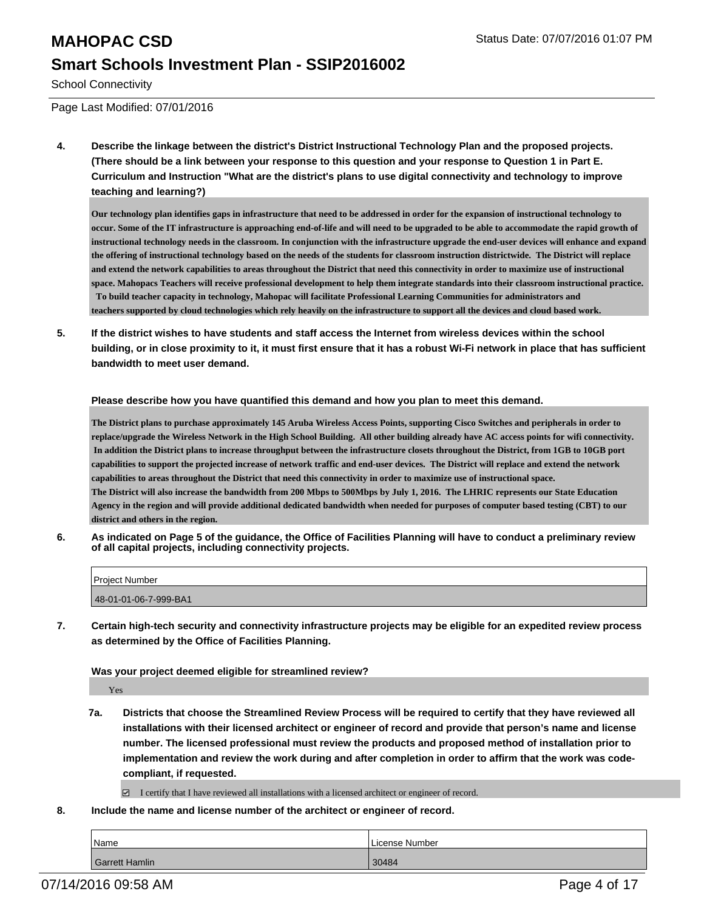# MAHOPAC CSD

## Smart Schools Investment Plan - SSIP2016002

School Connectivity

Status Date: 07/07/2016 01:07 PM

Page Last Modified: 07/01/2016

**4. Describe the linkage between the district's District Instructional Technology Plan and the proposed projects. (There should be a link between your response to this question and your response to Question 1 in Part E. Curriculum and Instruction "What are the district's plans to use digital connectivity and technology to improve teaching and learning?)**

Our technology plan identifies gaps in infrastructure that need to be addressed in order for the expansion of instructional technology to occur. Some of the IT infrastructure is approaching end-of-life and will need to be upgraded to be able to accommodate the rapid growth of instructional technology needs in the classroom. In conjunction with the infrastructure upgrade the end-user devices will enhance and expand the offering of instructional technology based on the needs of the students for classroom instruction districtwide. The District will replace and extend the network capabilities to areas throughout the District that need this connectivity in order to maximize use of instructional space. Mahopacs Teachers will receive professional development to help them integrate standards into their classroom instructional practice. To build teacher capacity in technology, Mahopac will facilitate Professional Learning Communities for administrators and teachers supported by cloud technologies which rely heavily on the infrastructure to support all the devices and cloud based work.

**5. If the district wishes to have students and staff access the Internet from wireless devices within the school building, or in close proximity to it, it must first ensure that it has a robust Wi-Fi network in place that has sufficient bandwidth to meet user demand.**

**Please describe how you have quantified this demand and how you plan to meet this demand.**

The District plans to purchase approximately 145 Aruba Wireless Access Points, supporting Cisco Switches and peripherals in order to replace/upgrade the Wireless Network in the High School Building. All other building already have AC access points for wifi connectivity. In addition the District plans to increase throughput between the infrastructure closets throughout the District, from 1GB to 10GB port capabilities to support the projected increase of network traffic and end-user devices. The District will replace and extend the network capabilities to areas throughout the District that need this connectivity in order to maximize use of instructional space.
The District will also increase the bandwidth from 200 Mbps to 500Mbps by July 1, 2016. The LHRIC represents our State Education Agency in the region and will provide additional dedicated bandwidth when needed for purposes of computer based testing (CBT) to our district and others in the region.

**6. As indicated on Page 5 of the guidance, the Office of Facilities Planning will have to conduct a preliminary review of all capital projects, including connectivity projects.**

| Project Number |
| --- |
| 48-01-01-06-7-999-BA1 |

**7. Certain high-tech security and connectivity infrastructure projects may be eligible for an expedited review process as determined by the Office of Facilities Planning.**

**Was your project deemed eligible for streamlined review?**

Yes

**7a. Districts that choose the Streamlined Review Process will be required to certify that they have reviewed all installations with their licensed architect or engineer of record and provide that person's name and license number. The licensed professional must review the products and proposed method of installation prior to implementation and review the work during and after completion in order to affirm that the work was code-compliant, if requested.**

☑ I certify that I have reviewed all installations with a licensed architect or engineer of record.

**8. Include the name and license number of the architect or engineer of record.**

| Name | License Number |
| --- | --- |
| Garrett Hamlin | 30484 |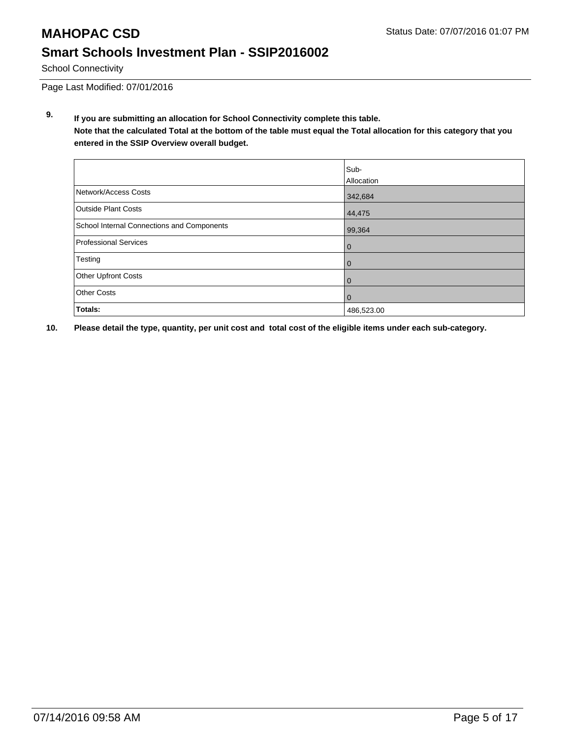School Connectivity

Page Last Modified: 07/01/2016

**9. If you are submitting an allocation for School Connectivity complete this table.**
**Note that the calculated Total at the bottom of the table must equal the Total allocation for this category that you entered in the SSIP Overview overall budget.**

| | Sub-Allocation |
|---|---|
| Network/Access Costs | 342,684 |
| Outside Plant Costs | 44,475 |
| School Internal Connections and Components | 99,364 |
| Professional Services | 0 |
| Testing | 0 |
| Other Upfront Costs | 0 |
| Other Costs | 0 |
| **Totals:** | 486,523.00 |

**10. Please detail the type, quantity, per unit cost and total cost of the eligible items under each sub-category.**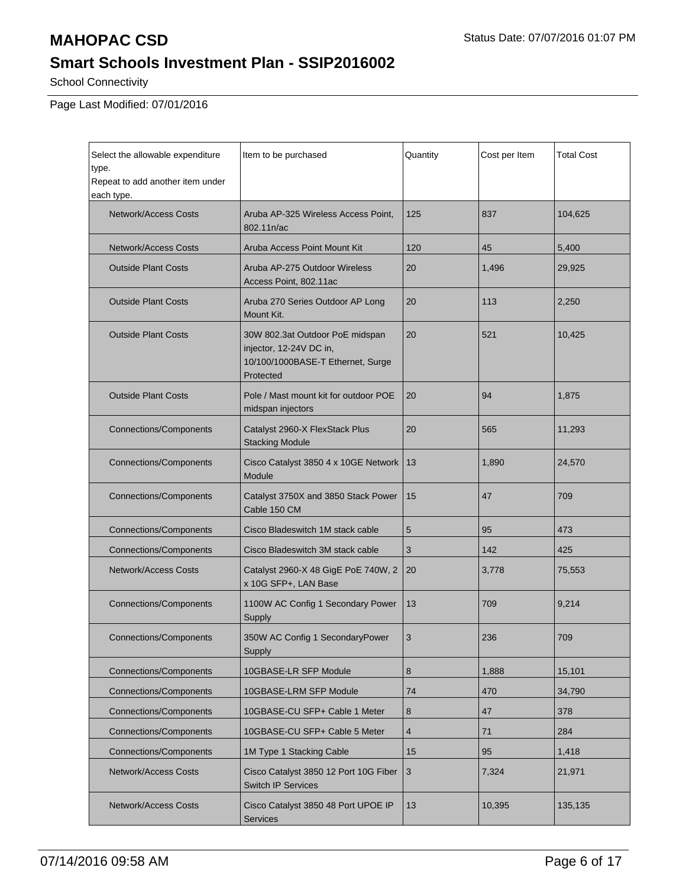# MAHOPAC CSD

Status Date: 07/07/2016 01:07 PM

## Smart Schools Investment Plan - SSIP2016002

School Connectivity

Page Last Modified: 07/01/2016

| Select the allowable expenditure type. Repeat to add another item under each type. | Item to be purchased | Quantity | Cost per Item | Total Cost |
|---|---|---|---|---|
| Network/Access Costs | Aruba AP-325 Wireless Access Point, 802.11n/ac | 125 | 837 | 104,625 |
| Network/Access Costs | Aruba Access Point Mount Kit | 120 | 45 | 5,400 |
| Outside Plant Costs | Aruba AP-275 Outdoor Wireless Access Point, 802.11ac | 20 | 1,496 | 29,925 |
| Outside Plant Costs | Aruba 270 Series Outdoor AP Long Mount Kit. | 20 | 113 | 2,250 |
| Outside Plant Costs | 30W 802.3at Outdoor PoE midspan injector, 12-24V DC in, 10/100/1000BASE-T Ethernet, Surge Protected | 20 | 521 | 10,425 |
| Outside Plant Costs | Pole / Mast mount kit for outdoor POE midspan injectors | 20 | 94 | 1,875 |
| Connections/Components | Catalyst 2960-X FlexStack Plus Stacking Module | 20 | 565 | 11,293 |
| Connections/Components | Cisco Catalyst 3850 4 x 10GE Network Module | 13 | 1,890 | 24,570 |
| Connections/Components | Catalyst 3750X and 3850 Stack Power Cable 150 CM | 15 | 47 | 709 |
| Connections/Components | Cisco Bladeswitch 1M stack cable | 5 | 95 | 473 |
| Connections/Components | Cisco Bladeswitch 3M stack cable | 3 | 142 | 425 |
| Network/Access Costs | Catalyst 2960-X 48 GigE PoE 740W, 2 x 10G SFP+, LAN Base | 20 | 3,778 | 75,553 |
| Connections/Components | 1100W AC Config 1 Secondary Power Supply | 13 | 709 | 9,214 |
| Connections/Components | 350W AC Config 1 SecondaryPower Supply | 3 | 236 | 709 |
| Connections/Components | 10GBASE-LR SFP Module | 8 | 1,888 | 15,101 |
| Connections/Components | 10GBASE-LRM SFP Module | 74 | 470 | 34,790 |
| Connections/Components | 10GBASE-CU SFP+ Cable 1 Meter | 8 | 47 | 378 |
| Connections/Components | 10GBASE-CU SFP+ Cable 5 Meter | 4 | 71 | 284 |
| Connections/Components | 1M Type 1 Stacking Cable | 15 | 95 | 1,418 |
| Network/Access Costs | Cisco Catalyst 3850 12 Port 10G Fiber Switch IP Services | 3 | 7,324 | 21,971 |
| Network/Access Costs | Cisco Catalyst 3850 48 Port UPOE IP Services | 13 | 10,395 | 135,135 |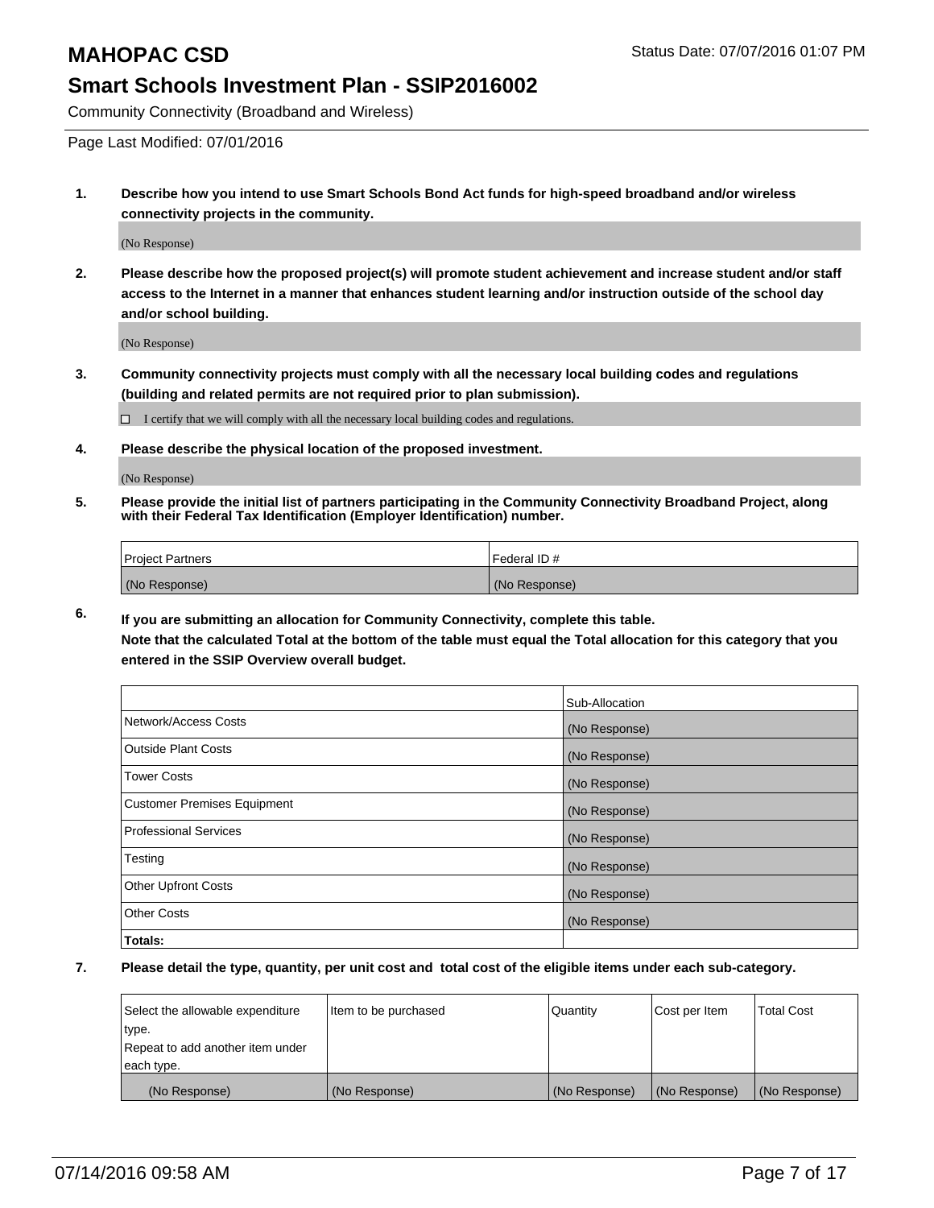# MAHOPAC CSD

Status Date: 07/07/2016 01:07 PM

## Smart Schools Investment Plan - SSIP2016002

Community Connectivity (Broadband and Wireless)

Page Last Modified: 07/01/2016

1. **Describe how you intend to use Smart Schools Bond Act funds for high-speed broadband and/or wireless connectivity projects in the community.**

   (No Response)

2. **Please describe how the proposed project(s) will promote student achievement and increase student and/or staff access to the Internet in a manner that enhances student learning and/or instruction outside of the school day and/or school building.**

   (No Response)

3. **Community connectivity projects must comply with all the necessary local building codes and regulations (building and related permits are not required prior to plan submission).**

   ☐ I certify that we will comply with all the necessary local building codes and regulations.

4. **Please describe the physical location of the proposed investment.**

   (No Response)

5. **Please provide the initial list of partners participating in the Community Connectivity Broadband Project, along with their Federal Tax Identification (Employer Identification) number.**

| Project Partners | Federal ID # |
|---|---|
| (No Response) | (No Response) |

6. **If you are submitting an allocation for Community Connectivity, complete this table.**
   **Note that the calculated Total at the bottom of the table must equal the Total allocation for this category that you entered in the SSIP Overview overall budget.**

| | Sub-Allocation |
|---|---|
| Network/Access Costs | (No Response) |
| Outside Plant Costs | (No Response) |
| Tower Costs | (No Response) |
| Customer Premises Equipment | (No Response) |
| Professional Services | (No Response) |
| Testing | (No Response) |
| Other Upfront Costs | (No Response) |
| Other Costs | (No Response) |
| **Totals:** | |

7. **Please detail the type, quantity, per unit cost and total cost of the eligible items under each sub-category.**

| Select the allowable expenditure type. Repeat to add another item under each type. | Item to be purchased | Quantity | Cost per Item | Total Cost |
|---|---|---|---|---|
| (No Response) | (No Response) | (No Response) | (No Response) | (No Response) |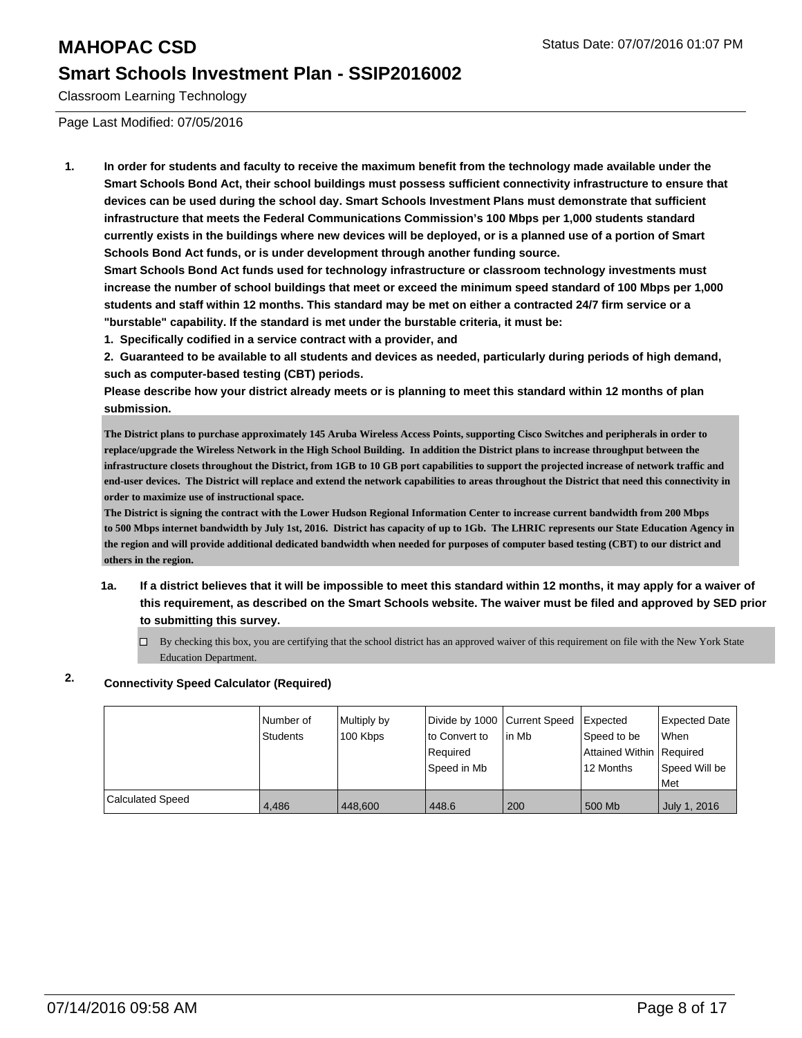# MAHOPAC CSD

Status Date: 07/07/2016 01:07 PM

## Smart Schools Investment Plan - SSIP2016002

Classroom Learning Technology

Page Last Modified: 07/05/2016

**1. In order for students and faculty to receive the maximum benefit from the technology made available under the Smart Schools Bond Act, their school buildings must possess sufficient connectivity infrastructure to ensure that devices can be used during the school day. Smart Schools Investment Plans must demonstrate that sufficient infrastructure that meets the Federal Communications Commission's 100 Mbps per 1,000 students standard currently exists in the buildings where new devices will be deployed, or is a planned use of a portion of Smart Schools Bond Act funds, or is under development through another funding source.**

**Smart Schools Bond Act funds used for technology infrastructure or classroom technology investments must increase the number of school buildings that meet or exceed the minimum speed standard of 100 Mbps per 1,000 students and staff within 12 months. This standard may be met on either a contracted 24/7 firm service or a "burstable" capability. If the standard is met under the burstable criteria, it must be:**

**1. Specifically codified in a service contract with a provider, and**

**2. Guaranteed to be available to all students and devices as needed, particularly during periods of high demand, such as computer-based testing (CBT) periods.**

**Please describe how your district already meets or is planning to meet this standard within 12 months of plan submission.**

**The District plans to purchase approximately 145 Aruba Wireless Access Points, supporting Cisco Switches and peripherals in order to replace/upgrade the Wireless Network in the High School Building. In addition the District plans to increase throughput between the infrastructure closets throughout the District, from 1GB to 10 GB port capabilities to support the projected increase of network traffic and end-user devices. The District will replace and extend the network capabilities to areas throughout the District that need this connectivity in order to maximize use of instructional space.**

**The District is signing the contract with the Lower Hudson Regional Information Center to increase current bandwidth from 200 Mbps to 500 Mbps internet bandwidth by July 1st, 2016. District has capacity of up to 1Gb. The LHRIC represents our State Education Agency in the region and will provide additional dedicated bandwidth when needed for purposes of computer based testing (CBT) to our district and others in the region.**

**1a. If a district believes that it will be impossible to meet this standard within 12 months, it may apply for a waiver of this requirement, as described on the Smart Schools website. The waiver must be filed and approved by SED prior to submitting this survey.**

☐ By checking this box, you are certifying that the school district has an approved waiver of this requirement on file with the New York State Education Department.

**2. Connectivity Speed Calculator (Required)**

| | Number of Students | Multiply by 100 Kbps | Divide by 1000 to Convert to Required Speed in Mb | Current Speed in Mb | Expected Speed to be Attained Within 12 Months | Expected Date When Required Speed Will be Met |
|---|---|---|---|---|---|---|
| Calculated Speed | 4,486 | 448,600 | 448.6 | 200 | 500 Mb | July 1, 2016 |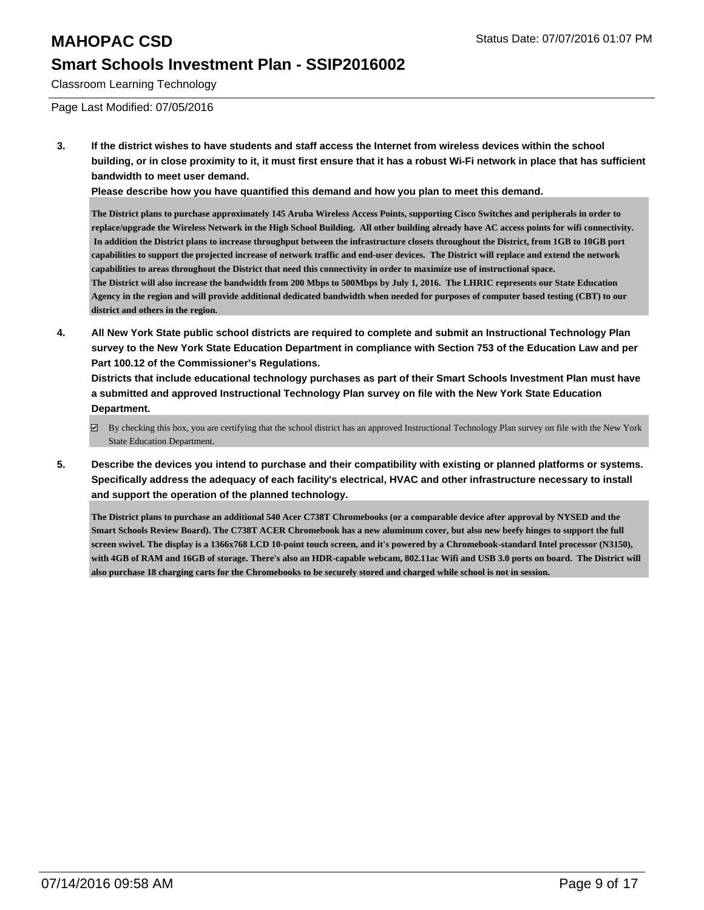Classroom Learning Technology

Page Last Modified: 07/05/2016

**3. If the district wishes to have students and staff access the Internet from wireless devices within the school building, or in close proximity to it, it must first ensure that it has a robust Wi-Fi network in place that has sufficient bandwidth to meet user demand.**

**Please describe how you have quantified this demand and how you plan to meet this demand.**

The District plans to purchase approximately 145 Aruba Wireless Access Points, supporting Cisco Switches and peripherals in order to replace/upgrade the Wireless Network in the High School Building. All other building already have AC access points for wifi connectivity. In addition the District plans to increase throughput between the infrastructure closets throughout the District, from 1GB to 10GB port capabilities to support the projected increase of network traffic and end-user devices. The District will replace and extend the network capabilities to areas throughout the District that need this connectivity in order to maximize use of instructional space.
The District will also increase the bandwidth from 200 Mbps to 500Mbps by July 1, 2016. The LHRIC represents our State Education Agency in the region and will provide additional dedicated bandwidth when needed for purposes of computer based testing (CBT) to our district and others in the region.

**4. All New York State public school districts are required to complete and submit an Instructional Technology Plan survey to the New York State Education Department in compliance with Section 753 of the Education Law and per Part 100.12 of the Commissioner's Regulations.**

**Districts that include educational technology purchases as part of their Smart Schools Investment Plan must have a submitted and approved Instructional Technology Plan survey on file with the New York State Education Department.**

☑ By checking this box, you are certifying that the school district has an approved Instructional Technology Plan survey on file with the New York State Education Department.

**5. Describe the devices you intend to purchase and their compatibility with existing or planned platforms or systems. Specifically address the adequacy of each facility's electrical, HVAC and other infrastructure necessary to install and support the operation of the planned technology.**

The District plans to purchase an additional 540 Acer C738T Chromebooks (or a comparable device after approval by NYSED and the Smart Schools Review Board). The C738T ACER Chromebook has a new aluminum cover, but also new beefy hinges to support the full screen swivel. The display is a 1366x768 LCD 10-point touch screen, and it's powered by a Chromebook-standard Intel processor (N3150), with 4GB of RAM and 16GB of storage. There's also an HDR-capable webcam, 802.11ac Wifi and USB 3.0 ports on board. The District will also purchase 18 charging carts for the Chromebooks to be securely stored and charged while school is not in session.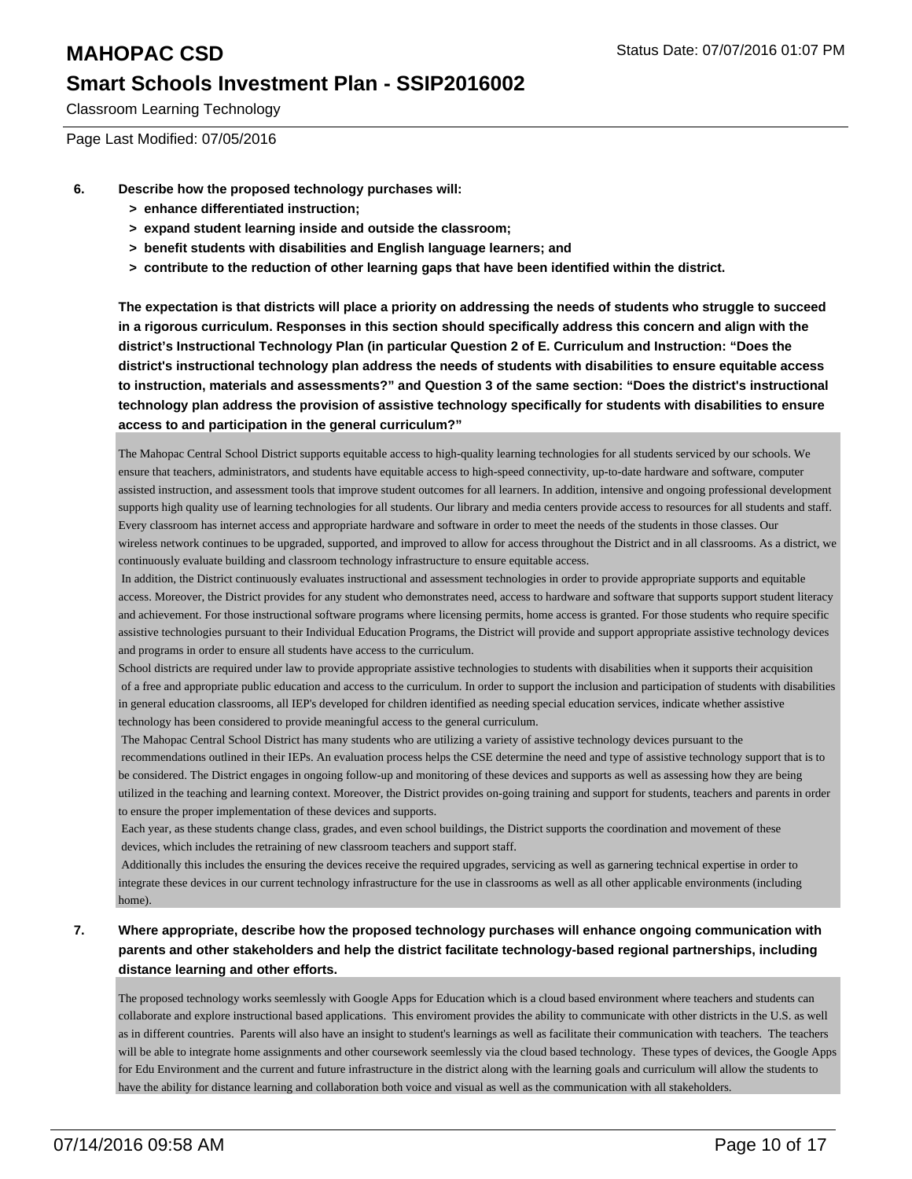Classroom Learning Technology

Page Last Modified: 07/05/2016

**6. Describe how the proposed technology purchases will:**

- **> enhance differentiated instruction;**
- **> expand student learning inside and outside the classroom;**
- **> benefit students with disabilities and English language learners; and**
- **> contribute to the reduction of other learning gaps that have been identified within the district.**

**The expectation is that districts will place a priority on addressing the needs of students who struggle to succeed in a rigorous curriculum. Responses in this section should specifically address this concern and align with the district's Instructional Technology Plan (in particular Question 2 of E. Curriculum and Instruction: "Does the district's instructional technology plan address the needs of students with disabilities to ensure equitable access to instruction, materials and assessments?" and Question 3 of the same section: "Does the district's instructional technology plan address the provision of assistive technology specifically for students with disabilities to ensure access to and participation in the general curriculum?"**

The Mahopac Central School District supports equitable access to high-quality learning technologies for all students serviced by our schools. We ensure that teachers, administrators, and students have equitable access to high-speed connectivity, up-to-date hardware and software, computer assisted instruction, and assessment tools that improve student outcomes for all learners. In addition, intensive and ongoing professional development supports high quality use of learning technologies for all students. Our library and media centers provide access to resources for all students and staff. Every classroom has internet access and appropriate hardware and software in order to meet the needs of the students in those classes. Our wireless network continues to be upgraded, supported, and improved to allow for access throughout the District and in all classrooms. As a district, we continuously evaluate building and classroom technology infrastructure to ensure equitable access.

In addition, the District continuously evaluates instructional and assessment technologies in order to provide appropriate supports and equitable access. Moreover, the District provides for any student who demonstrates need, access to hardware and software that supports support student literacy and achievement. For those instructional software programs where licensing permits, home access is granted. For those students who require specific assistive technologies pursuant to their Individual Education Programs, the District will provide and support appropriate assistive technology devices and programs in order to ensure all students have access to the curriculum.

School districts are required under law to provide appropriate assistive technologies to students with disabilities when it supports their acquisition of a free and appropriate public education and access to the curriculum. In order to support the inclusion and participation of students with disabilities in general education classrooms, all IEP's developed for children identified as needing special education services, indicate whether assistive technology has been considered to provide meaningful access to the general curriculum.

The Mahopac Central School District has many students who are utilizing a variety of assistive technology devices pursuant to the recommendations outlined in their IEPs. An evaluation process helps the CSE determine the need and type of assistive technology support that is to be considered. The District engages in ongoing follow-up and monitoring of these devices and supports as well as assessing how they are being utilized in the teaching and learning context. Moreover, the District provides on-going training and support for students, teachers and parents in order to ensure the proper implementation of these devices and supports.

Each year, as these students change class, grades, and even school buildings, the District supports the coordination and movement of these devices, which includes the retraining of new classroom teachers and support staff.

Additionally this includes the ensuring the devices receive the required upgrades, servicing as well as garnering technical expertise in order to integrate these devices in our current technology infrastructure for the use in classrooms as well as all other applicable environments (including home).

**7. Where appropriate, describe how the proposed technology purchases will enhance ongoing communication with parents and other stakeholders and help the district facilitate technology-based regional partnerships, including distance learning and other efforts.**

The proposed technology works seemlessly with Google Apps for Education which is a cloud based environment where teachers and students can collaborate and explore instructional based applications. This enviroment provides the ability to communicate with other districts in the U.S. as well as in different countries. Parents will also have an insight to student's learnings as well as facilitate their communication with teachers. The teachers will be able to integrate home assignments and other coursework seemlessly via the cloud based technology. These types of devices, the Google Apps for Edu Environment and the current and future infrastructure in the district along with the learning goals and curriculum will allow the students to have the ability for distance learning and collaboration both voice and visual as well as the communication with all stakeholders.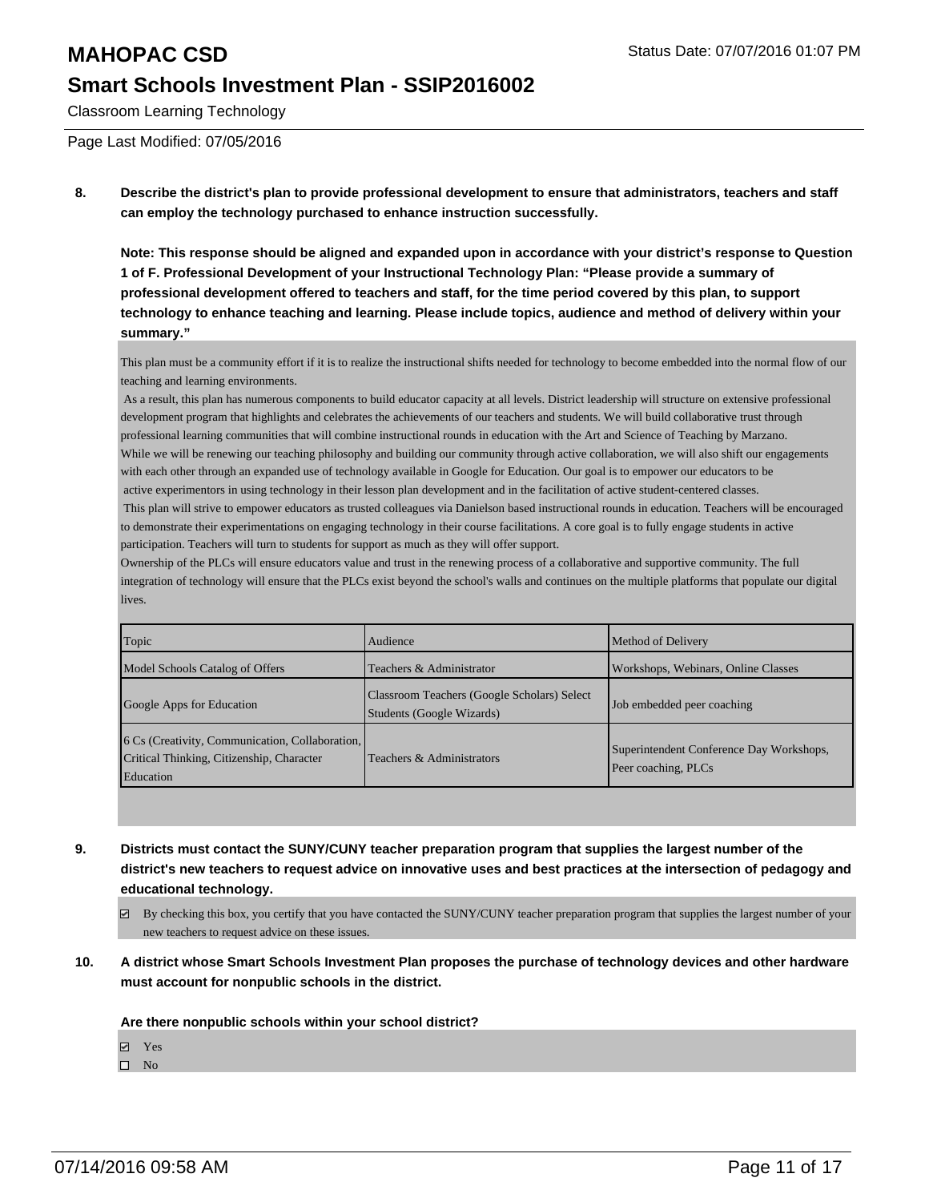**8. Describe the district's plan to provide professional development to ensure that administrators, teachers and staff can employ the technology purchased to enhance instruction successfully.**

**Note: This response should be aligned and expanded upon in accordance with your district's response to Question 1 of F. Professional Development of your Instructional Technology Plan: "Please provide a summary of professional development offered to teachers and staff, for the time period covered by this plan, to support technology to enhance teaching and learning. Please include topics, audience and method of delivery within your summary."**

This plan must be a community effort if it is to realize the instructional shifts needed for technology to become embedded into the normal flow of our teaching and learning environments.

As a result, this plan has numerous components to build educator capacity at all levels. District leadership will structure on extensive professional development program that highlights and celebrates the achievements of our teachers and students. We will build collaborative trust through professional learning communities that will combine instructional rounds in education with the Art and Science of Teaching by Marzano.

While we will be renewing our teaching philosophy and building our community through active collaboration, we will also shift our engagements with each other through an expanded use of technology available in Google for Education. Our goal is to empower our educators to be active experimentors in using technology in their lesson plan development and in the facilitation of active student-centered classes.

This plan will strive to empower educators as trusted colleagues via Danielson based instructional rounds in education. Teachers will be encouraged to demonstrate their experimentations on engaging technology in their course facilitations. A core goal is to fully engage students in active participation. Teachers will turn to students for support as much as they will offer support.

Ownership of the PLCs will ensure educators value and trust in the renewing process of a collaborative and supportive community. The full integration of technology will ensure that the PLCs exist beyond the school's walls and continues on the multiple platforms that populate our digital lives.

| Topic | Audience | Method of Delivery |
|---|---|---|
| Model Schools Catalog of Offers | Teachers & Administrator | Workshops, Webinars, Online Classes |
| Google Apps for Education | Classroom Teachers (Google Scholars) Select Students (Google Wizards) | Job embedded peer coaching |
| 6 Cs (Creativity, Communication, Collaboration, Critical Thinking, Citizenship, Character Education | Teachers & Administrators | Superintendent Conference Day Workshops, Peer coaching, PLCs |

**9. Districts must contact the SUNY/CUNY teacher preparation program that supplies the largest number of the district's new teachers to request advice on innovative uses and best practices at the intersection of pedagogy and educational technology.**

☑ By checking this box, you certify that you have contacted the SUNY/CUNY teacher preparation program that supplies the largest number of your new teachers to request advice on these issues.

**10. A district whose Smart Schools Investment Plan proposes the purchase of technology devices and other hardware must account for nonpublic schools in the district.**

**Are there nonpublic schools within your school district?**

☑ Yes
☐ No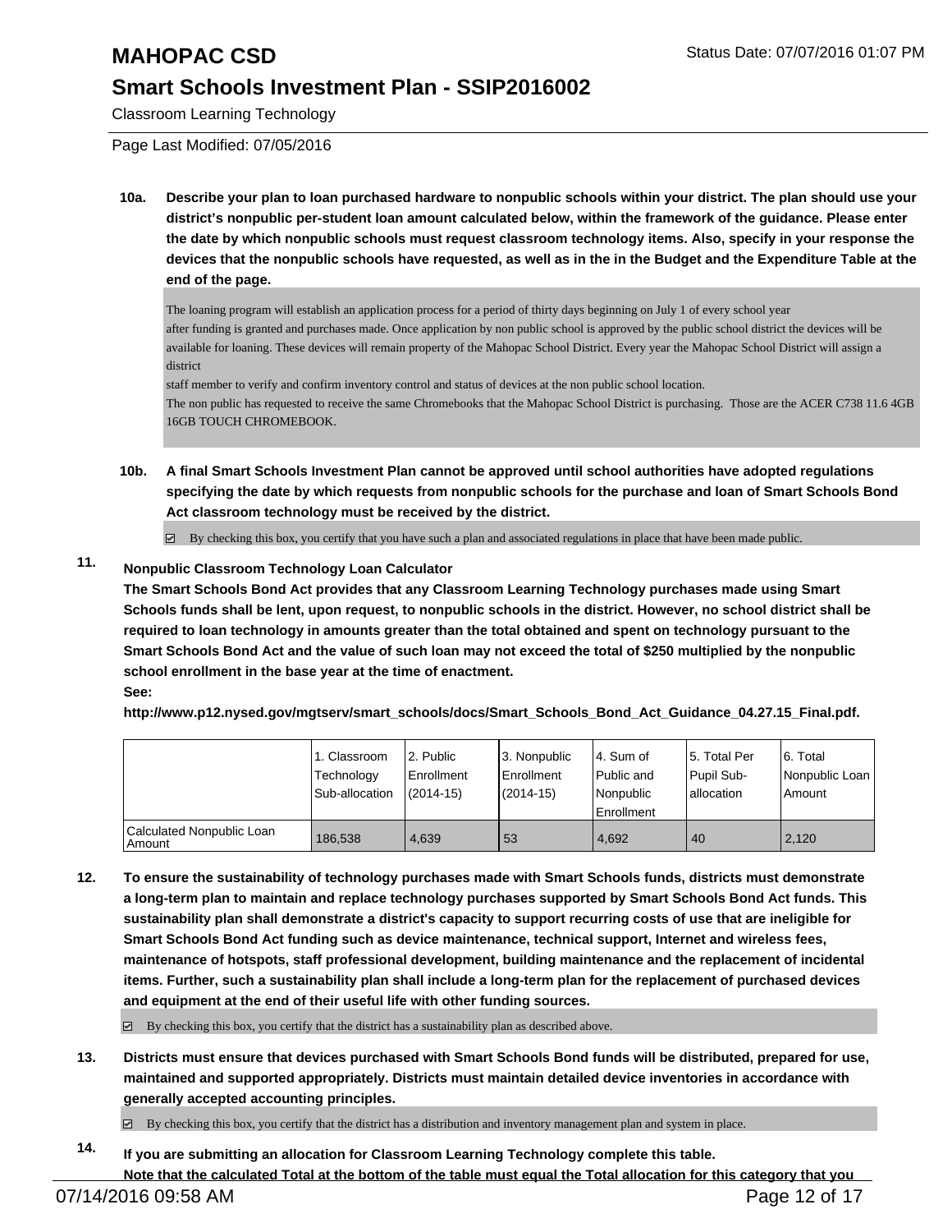Classroom Learning Technology

Page Last Modified: 07/05/2016

**10a. Describe your plan to loan purchased hardware to nonpublic schools within your district. The plan should use your district's nonpublic per-student loan amount calculated below, within the framework of the guidance. Please enter the date by which nonpublic schools must request classroom technology items. Also, specify in your response the devices that the nonpublic schools have requested, as well as in the in the Budget and the Expenditure Table at the end of the page.**

The loaning program will establish an application process for a period of thirty days beginning on July 1 of every school year
after funding is granted and purchases made. Once application by non public school is approved by the public school district the devices will be available for loaning. These devices will remain property of the Mahopac School District. Every year the Mahopac School District will assign a district
staff member to verify and confirm inventory control and status of devices at the non public school location.
The non public has requested to receive the same Chromebooks that the Mahopac School District is purchasing. Those are the ACER C738 11.6 4GB 16GB TOUCH CHROMEBOOK.

**10b. A final Smart Schools Investment Plan cannot be approved until school authorities have adopted regulations specifying the date by which requests from nonpublic schools for the purchase and loan of Smart Schools Bond Act classroom technology must be received by the district.**

☑ By checking this box, you certify that you have such a plan and associated regulations in place that have been made public.

**11. Nonpublic Classroom Technology Loan Calculator**

**The Smart Schools Bond Act provides that any Classroom Learning Technology purchases made using Smart Schools funds shall be lent, upon request, to nonpublic schools in the district. However, no school district shall be required to loan technology in amounts greater than the total obtained and spent on technology pursuant to the Smart Schools Bond Act and the value of such loan may not exceed the total of $250 multiplied by the nonpublic school enrollment in the base year at the time of enactment.**

**See:**

**http://www.p12.nysed.gov/mgtserv/smart_schools/docs/Smart_Schools_Bond_Act_Guidance_04.27.15_Final.pdf.**

| | 1. Classroom Technology Sub-allocation | 2. Public Enrollment (2014-15) | 3. Nonpublic Enrollment (2014-15) | 4. Sum of Public and Nonpublic Enrollment | 5. Total Per Pupil Sub-allocation | 6. Total Nonpublic Loan Amount |
|---|---|---|---|---|---|---|
| Calculated Nonpublic Loan Amount | 186,538 | 4,639 | 53 | 4,692 | 40 | 2,120 |

**12. To ensure the sustainability of technology purchases made with Smart Schools funds, districts must demonstrate a long-term plan to maintain and replace technology purchases supported by Smart Schools Bond Act funds. This sustainability plan shall demonstrate a district's capacity to support recurring costs of use that are ineligible for Smart Schools Bond Act funding such as device maintenance, technical support, Internet and wireless fees, maintenance of hotspots, staff professional development, building maintenance and the replacement of incidental items. Further, such a sustainability plan shall include a long-term plan for the replacement of purchased devices and equipment at the end of their useful life with other funding sources.**

☑ By checking this box, you certify that the district has a sustainability plan as described above.

**13. Districts must ensure that devices purchased with Smart Schools Bond funds will be distributed, prepared for use, maintained and supported appropriately. Districts must maintain detailed device inventories in accordance with generally accepted accounting principles.**

☑ By checking this box, you certify that the district has a distribution and inventory management plan and system in place.

**14. If you are submitting an allocation for Classroom Learning Technology complete this table.**
**Note that the calculated Total at the bottom of the table must equal the Total allocation for this category that you**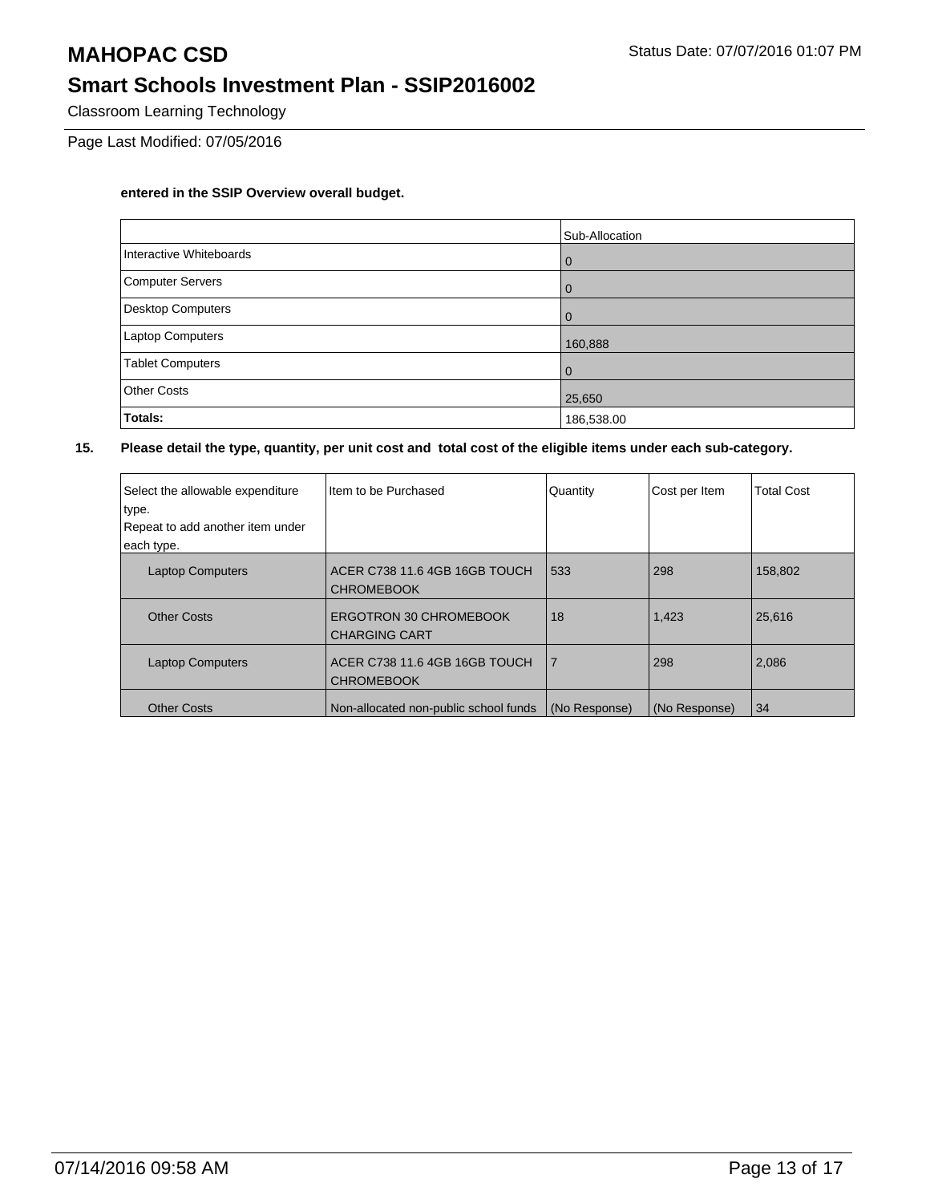**entered in the SSIP Overview overall budget.**

| | Sub-Allocation |
|---|---|
| Interactive Whiteboards | 0 |
| Computer Servers | 0 |
| Desktop Computers | 0 |
| Laptop Computers | 160,888 |
| Tablet Computers | 0 |
| Other Costs | 25,650 |
| **Totals:** | 186,538.00 |

**15. Please detail the type, quantity, per unit cost and total cost of the eligible items under each sub-category.**

| Select the allowable expenditure type. Repeat to add another item under each type. | Item to be Purchased | Quantity | Cost per Item | Total Cost |
|---|---|---|---|---|
| Laptop Computers | ACER C738 11.6 4GB 16GB TOUCH CHROMEBOOK | 533 | 298 | 158,802 |
| Other Costs | ERGOTRON 30 CHROMEBOOK CHARGING CART | 18 | 1,423 | 25,616 |
| Laptop Computers | ACER C738 11.6 4GB 16GB TOUCH CHROMEBOOK | 7 | 298 | 2,086 |
| Other Costs | Non-allocated non-public school funds | (No Response) | (No Response) | 34 |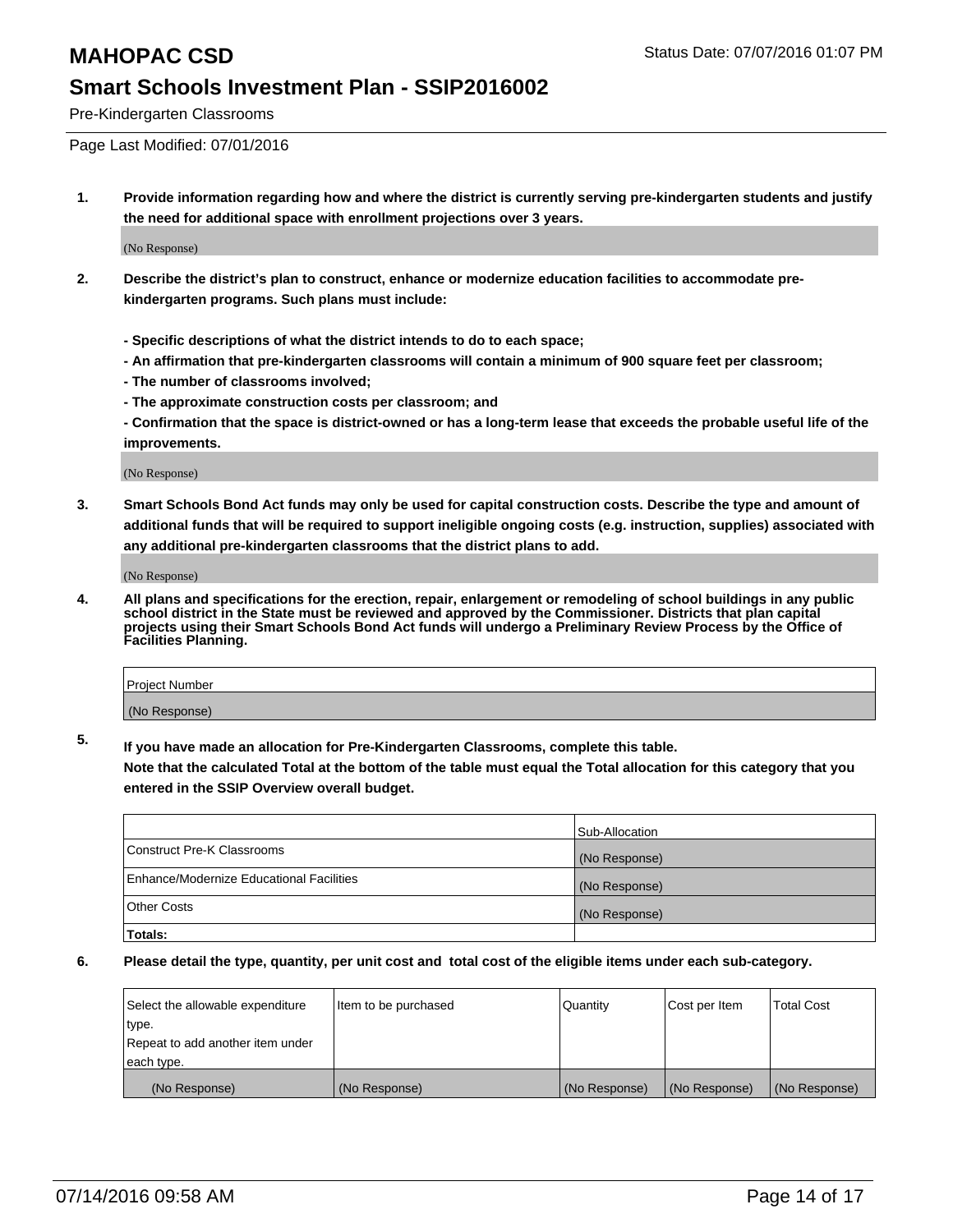# MAHOPAC CSD

Status Date: 07/07/2016 01:07 PM

## Smart Schools Investment Plan - SSIP2016002

Pre-Kindergarten Classrooms

Page Last Modified: 07/01/2016

1. **Provide information regarding how and where the district is currently serving pre-kindergarten students and justify the need for additional space with enrollment projections over 3 years.**

   (No Response)

2. **Describe the district's plan to construct, enhance or modernize education facilities to accommodate pre-kindergarten programs. Such plans must include:**

   **- Specific descriptions of what the district intends to do to each space;**
   **- An affirmation that pre-kindergarten classrooms will contain a minimum of 900 square feet per classroom;**
   **- The number of classrooms involved;**
   **- The approximate construction costs per classroom; and**
   **- Confirmation that the space is district-owned or has a long-term lease that exceeds the probable useful life of the improvements.**

   (No Response)

3. **Smart Schools Bond Act funds may only be used for capital construction costs. Describe the type and amount of additional funds that will be required to support ineligible ongoing costs (e.g. instruction, supplies) associated with any additional pre-kindergarten classrooms that the district plans to add.**

   (No Response)

4. **All plans and specifications for the erection, repair, enlargement or remodeling of school buildings in any public school district in the State must be reviewed and approved by the Commissioner. Districts that plan capital projects using their Smart Schools Bond Act funds will undergo a Preliminary Review Process by the Office of Facilities Planning.**

| Project Number |
|---|
| (No Response) |

5. **If you have made an allocation for Pre-Kindergarten Classrooms, complete this table.**
   **Note that the calculated Total at the bottom of the table must equal the Total allocation for this category that you entered in the SSIP Overview overall budget.**

| | Sub-Allocation |
|---|---|
| Construct Pre-K Classrooms | (No Response) |
| Enhance/Modernize Educational Facilities | (No Response) |
| Other Costs | (No Response) |
| **Totals:** | |

6. **Please detail the type, quantity, per unit cost and total cost of the eligible items under each sub-category.**

| Select the allowable expenditure type. Repeat to add another item under each type. | Item to be purchased | Quantity | Cost per Item | Total Cost |
|---|---|---|---|---|
| (No Response) | (No Response) | (No Response) | (No Response) | (No Response) |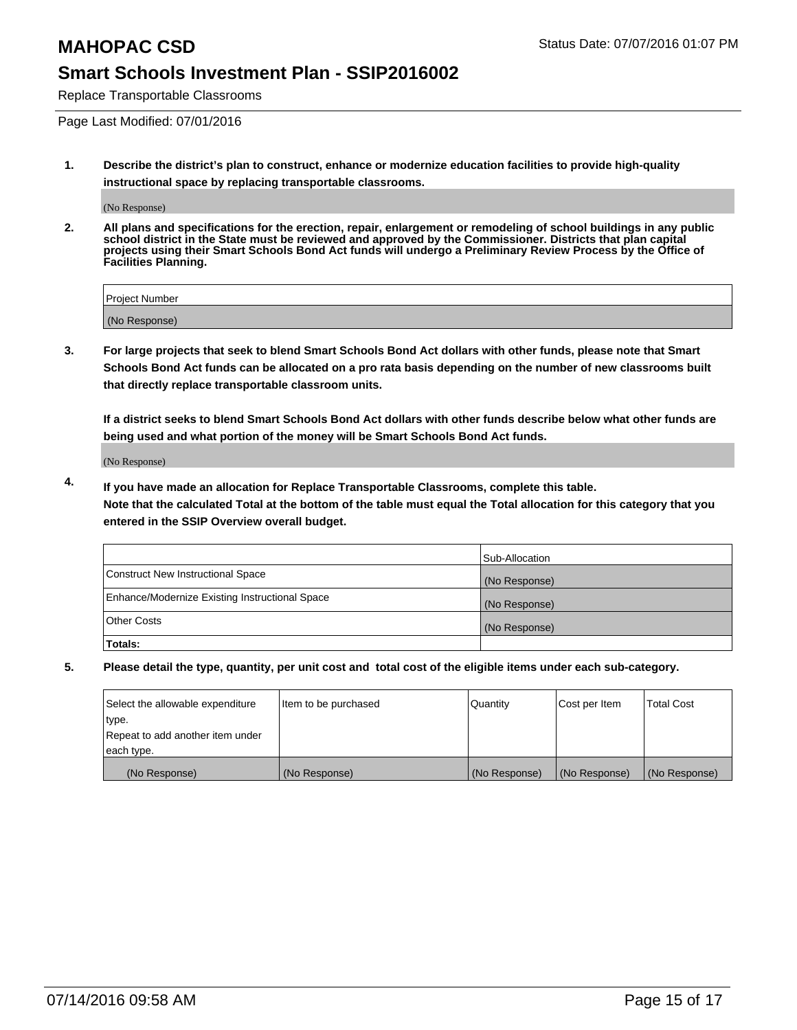# MAHOPAC CSD

Status Date: 07/07/2016 01:07 PM

## Smart Schools Investment Plan - SSIP2016002

Replace Transportable Classrooms

Page Last Modified: 07/01/2016

**1. Describe the district's plan to construct, enhance or modernize education facilities to provide high-quality instructional space by replacing transportable classrooms.**

(No Response)

**2. All plans and specifications for the erection, repair, enlargement or remodeling of school buildings in any public school district in the State must be reviewed and approved by the Commissioner. Districts that plan capital projects using their Smart Schools Bond Act funds will undergo a Preliminary Review Process by the Office of Facilities Planning.**

| Project Number |
| --- |
| (No Response) |

**3. For large projects that seek to blend Smart Schools Bond Act dollars with other funds, please note that Smart Schools Bond Act funds can be allocated on a pro rata basis depending on the number of new classrooms built that directly replace transportable classroom units.**

**If a district seeks to blend Smart Schools Bond Act dollars with other funds describe below what other funds are being used and what portion of the money will be Smart Schools Bond Act funds.**

(No Response)

**4. If you have made an allocation for Replace Transportable Classrooms, complete this table. Note that the calculated Total at the bottom of the table must equal the Total allocation for this category that you entered in the SSIP Overview overall budget.**

| | Sub-Allocation |
| --- | --- |
| Construct New Instructional Space | (No Response) |
| Enhance/Modernize Existing Instructional Space | (No Response) |
| Other Costs | (No Response) |
| **Totals:** | |

**5. Please detail the type, quantity, per unit cost and total cost of the eligible items under each sub-category.**

| Select the allowable expenditure type. Repeat to add another item under each type. | Item to be purchased | Quantity | Cost per Item | Total Cost |
| --- | --- | --- | --- | --- |
| (No Response) | (No Response) | (No Response) | (No Response) | (No Response) |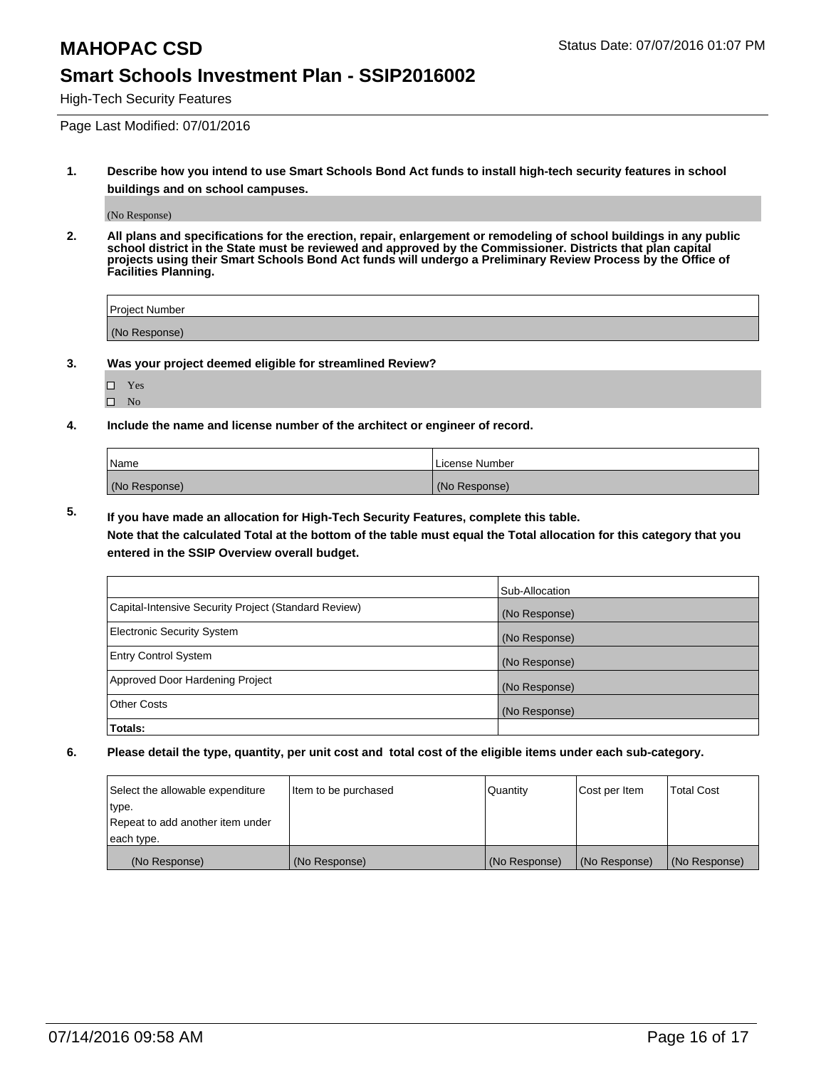# MAHOPAC CSD

## Smart Schools Investment Plan - SSIP2016002

High-Tech Security Features

Status Date: 07/07/2016 01:07 PM

Page Last Modified: 07/01/2016

**1. Describe how you intend to use Smart Schools Bond Act funds to install high-tech security features in school buildings and on school campuses.**

(No Response)

**2. All plans and specifications for the erection, repair, enlargement or remodeling of school buildings in any public school district in the State must be reviewed and approved by the Commissioner. Districts that plan capital projects using their Smart Schools Bond Act funds will undergo a Preliminary Review Process by the Office of Facilities Planning.**

| Project Number |
| --- |
| (No Response) |

**3. Was your project deemed eligible for streamlined Review?**

- ☐ Yes
- ☐ No

**4. Include the name and license number of the architect or engineer of record.**

| Name | License Number |
| --- | --- |
| (No Response) | (No Response) |

**5. If you have made an allocation for High-Tech Security Features, complete this table.**
**Note that the calculated Total at the bottom of the table must equal the Total allocation for this category that you entered in the SSIP Overview overall budget.**

| | Sub-Allocation |
| --- | --- |
| Capital-Intensive Security Project (Standard Review) | (No Response) |
| Electronic Security System | (No Response) |
| Entry Control System | (No Response) |
| Approved Door Hardening Project | (No Response) |
| Other Costs | (No Response) |
| **Totals:** | |

**6. Please detail the type, quantity, per unit cost and total cost of the eligible items under each sub-category.**

| Select the allowable expenditure type. Repeat to add another item under each type. | Item to be purchased | Quantity | Cost per Item | Total Cost |
| --- | --- | --- | --- | --- |
| (No Response) | (No Response) | (No Response) | (No Response) | (No Response) |

07/14/2016 09:58 AM